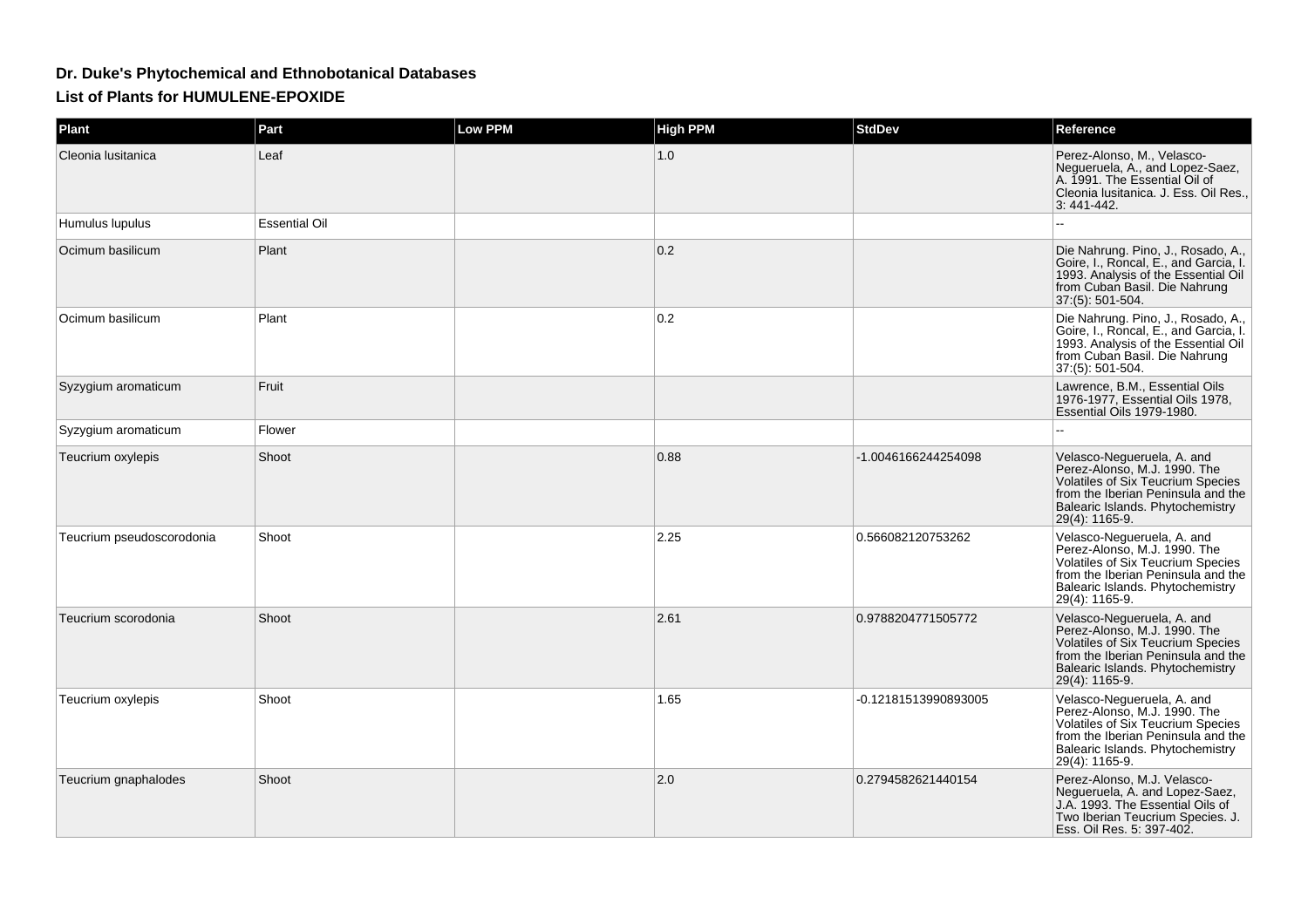# Dr. Duke's Phytochemical and Ethnobotanical Databases

## List of Plants for HUMULENE-EPOXIDE

| Plant | Part | Low PPM | High PPM | StdDev | Reference |
| --- | --- | --- | --- | --- | --- |
| Cleonia lusitanica | Leaf | | 1.0 | | Perez-Alonso, M., Velasco-Negueruela, A., and Lopez-Saez, A. 1991. The Essential Oil of Cleonia lusitanica. J. Ess. Oil Res., 3: 441-442. |
| Humulus lupulus | Essential Oil | | | | -- |
| Ocimum basilicum | Plant | | 0.2 | | Die Nahrung. Pino, J., Rosado, A., Goire, I., Roncal, E., and Garcia, I. 1993. Analysis of the Essential Oil from Cuban Basil. Die Nahrung 37:(5): 501-504. |
| Ocimum basilicum | Plant | | 0.2 | | Die Nahrung. Pino, J., Rosado, A., Goire, I., Roncal, E., and Garcia, I. 1993. Analysis of the Essential Oil from Cuban Basil. Die Nahrung 37:(5): 501-504. |
| Syzygium aromaticum | Fruit | | | | Lawrence, B.M., Essential Oils 1976-1977, Essential Oils 1978, Essential Oils 1979-1980. |
| Syzygium aromaticum | Flower | | | | -- |
| Teucrium oxylepis | Shoot | | 0.88 | -1.0046166244254098 | Velasco-Negueruela, A. and Perez-Alonso, M.J. 1990. The Volatiles of Six Teucrium Species from the Iberian Peninsula and the Balearic Islands. Phytochemistry 29(4): 1165-9. |
| Teucrium pseudoscorodonia | Shoot | | 2.25 | 0.566082120753262 | Velasco-Negueruela, A. and Perez-Alonso, M.J. 1990. The Volatiles of Six Teucrium Species from the Iberian Peninsula and the Balearic Islands. Phytochemistry 29(4): 1165-9. |
| Teucrium scorodonia | Shoot | | 2.61 | 0.9788204771505772 | Velasco-Negueruela, A. and Perez-Alonso, M.J. 1990. The Volatiles of Six Teucrium Species from the Iberian Peninsula and the Balearic Islands. Phytochemistry 29(4): 1165-9. |
| Teucrium oxylepis | Shoot | | 1.65 | -0.12181513990893005 | Velasco-Negueruela, A. and Perez-Alonso, M.J. 1990. The Volatiles of Six Teucrium Species from the Iberian Peninsula and the Balearic Islands. Phytochemistry 29(4): 1165-9. |
| Teucrium gnaphalodes | Shoot | | 2.0 | 0.2794582621440154 | Perez-Alonso, M.J. Velasco-Negueruela, A. and Lopez-Saez, J.A. 1993. The Essential Oils of Two Iberian Teucrium Species. J. Ess. Oil Res. 5: 397-402. |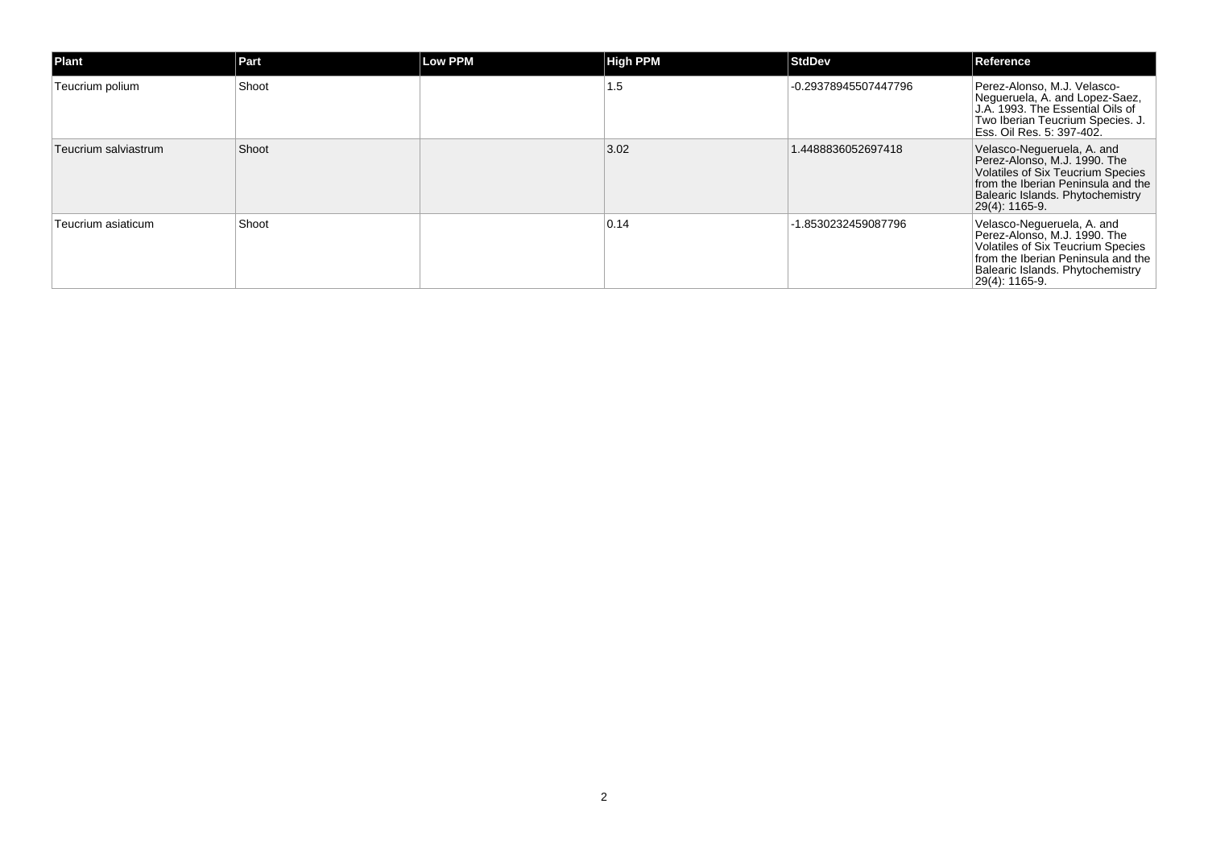| Plant | Part | Low PPM | High PPM | StdDev | Reference |
| --- | --- | --- | --- | --- | --- |
| Teucrium polium | Shoot | | 1.5 | -0.29378945507447796 | Perez-Alonso, M.J. Velasco-Negueruela, A. and Lopez-Saez, J.A. 1993. The Essential Oils of Two Iberian Teucrium Species. J. Ess. Oil Res. 5: 397-402. |
| Teucrium salviastrum | Shoot | | 3.02 | 1.4488836052697418 | Velasco-Negueruela, A. and Perez-Alonso, M.J. 1990. The Volatiles of Six Teucrium Species from the Iberian Peninsula and the Balearic Islands. Phytochemistry 29(4): 1165-9. |
| Teucrium asiaticum | Shoot | | 0.14 | -1.8530232459087796 | Velasco-Negueruela, A. and Perez-Alonso, M.J. 1990. The Volatiles of Six Teucrium Species from the Iberian Peninsula and the Balearic Islands. Phytochemistry 29(4): 1165-9. |